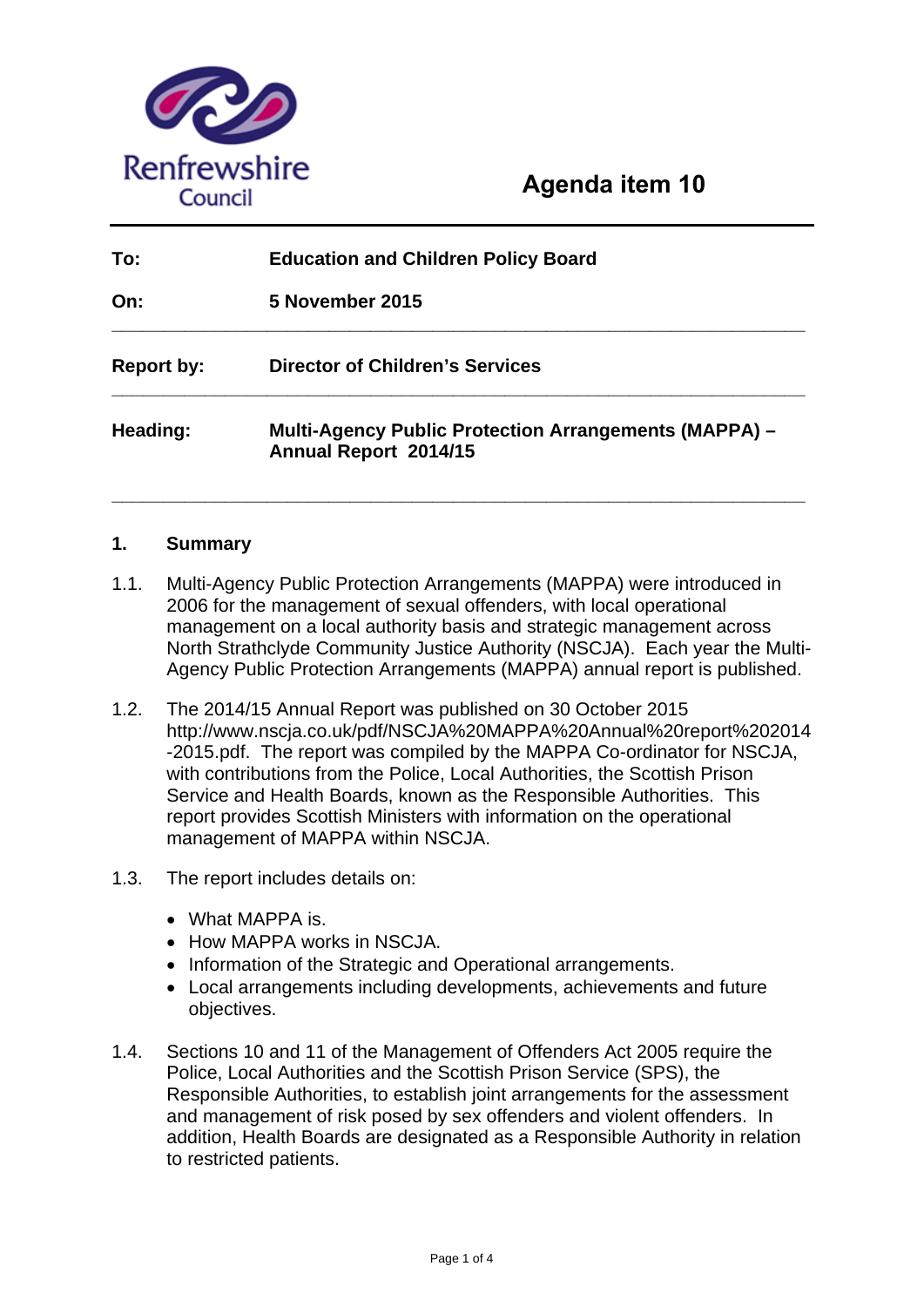Renfrewshire Council

# Agenda item 10

| | |
|---|---|
| **To:** | **Education and Children Policy Board** |
| **On:** | **5 November 2015** |
| **Report by:** | **Director of Children's Services** |
| **Heading:** | **Multi-Agency Public Protection Arrangements (MAPPA) – Annual Report 2014/15** |

## 1. Summary

1.1. Multi-Agency Public Protection Arrangements (MAPPA) were introduced in 2006 for the management of sexual offenders, with local operational management on a local authority basis and strategic management across North Strathclyde Community Justice Authority (NSCJA). Each year the Multi-Agency Public Protection Arrangements (MAPPA) annual report is published.

1.2. The 2014/15 Annual Report was published on 30 October 2015 http://www.nscja.co.uk/pdf/NSCJA%20MAPPA%20Annual%20report%202014-2015.pdf. The report was compiled by the MAPPA Co-ordinator for NSCJA, with contributions from the Police, Local Authorities, the Scottish Prison Service and Health Boards, known as the Responsible Authorities. This report provides Scottish Ministers with information on the operational management of MAPPA within NSCJA.

1.3. The report includes details on:

- What MAPPA is.
- How MAPPA works in NSCJA.
- Information of the Strategic and Operational arrangements.
- Local arrangements including developments, achievements and future objectives.

1.4. Sections 10 and 11 of the Management of Offenders Act 2005 require the Police, Local Authorities and the Scottish Prison Service (SPS), the Responsible Authorities, to establish joint arrangements for the assessment and management of risk posed by sex offenders and violent offenders. In addition, Health Boards are designated as a Responsible Authority in relation to restricted patients.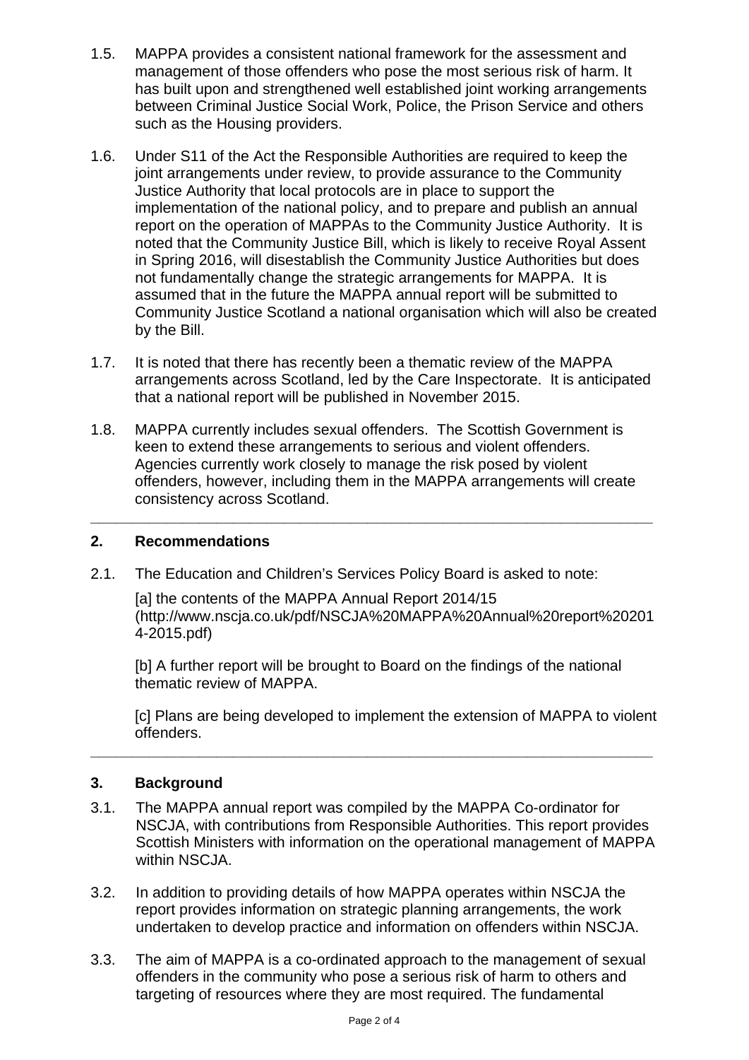1.5. MAPPA provides a consistent national framework for the assessment and management of those offenders who pose the most serious risk of harm. It has built upon and strengthened well established joint working arrangements between Criminal Justice Social Work, Police, the Prison Service and others such as the Housing providers.

1.6. Under S11 of the Act the Responsible Authorities are required to keep the joint arrangements under review, to provide assurance to the Community Justice Authority that local protocols are in place to support the implementation of the national policy, and to prepare and publish an annual report on the operation of MAPPAs to the Community Justice Authority. It is noted that the Community Justice Bill, which is likely to receive Royal Assent in Spring 2016, will disestablish the Community Justice Authorities but does not fundamentally change the strategic arrangements for MAPPA. It is assumed that in the future the MAPPA annual report will be submitted to Community Justice Scotland a national organisation which will also be created by the Bill.

1.7. It is noted that there has recently been a thematic review of the MAPPA arrangements across Scotland, led by the Care Inspectorate. It is anticipated that a national report will be published in November 2015.

1.8. MAPPA currently includes sexual offenders. The Scottish Government is keen to extend these arrangements to serious and violent offenders. Agencies currently work closely to manage the risk posed by violent offenders, however, including them in the MAPPA arrangements will create consistency across Scotland.

---

## 2. Recommendations

2.1. The Education and Children's Services Policy Board is asked to note:

[a] the contents of the MAPPA Annual Report 2014/15 (http://www.nscja.co.uk/pdf/NSCJA%20MAPPA%20Annual%20report%202014-2015.pdf)

[b] A further report will be brought to Board on the findings of the national thematic review of MAPPA.

[c] Plans are being developed to implement the extension of MAPPA to violent offenders.

---

## 3. Background

3.1. The MAPPA annual report was compiled by the MAPPA Co-ordinator for NSCJA, with contributions from Responsible Authorities. This report provides Scottish Ministers with information on the operational management of MAPPA within NSCJA.

3.2. In addition to providing details of how MAPPA operates within NSCJA the report provides information on strategic planning arrangements, the work undertaken to develop practice and information on offenders within NSCJA.

3.3. The aim of MAPPA is a co-ordinated approach to the management of sexual offenders in the community who pose a serious risk of harm to others and targeting of resources where they are most required. The fundamental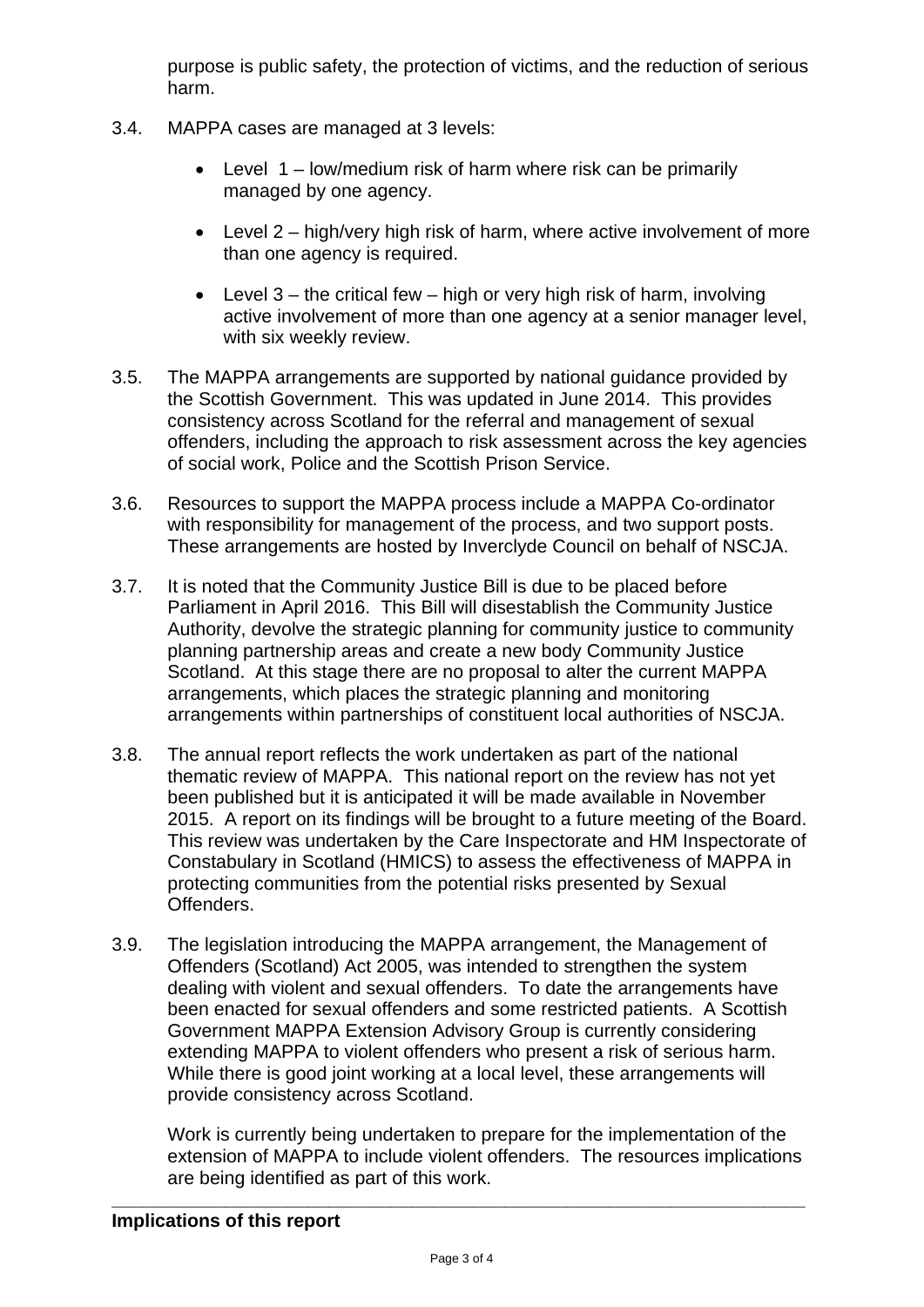purpose is public safety, the protection of victims, and the reduction of serious harm.

3.4. MAPPA cases are managed at 3 levels:

- Level 1 – low/medium risk of harm where risk can be primarily managed by one agency.
- Level 2 – high/very high risk of harm, where active involvement of more than one agency is required.
- Level 3 – the critical few – high or very high risk of harm, involving active involvement of more than one agency at a senior manager level, with six weekly review.

3.5. The MAPPA arrangements are supported by national guidance provided by the Scottish Government. This was updated in June 2014. This provides consistency across Scotland for the referral and management of sexual offenders, including the approach to risk assessment across the key agencies of social work, Police and the Scottish Prison Service.

3.6. Resources to support the MAPPA process include a MAPPA Co-ordinator with responsibility for management of the process, and two support posts. These arrangements are hosted by Inverclyde Council on behalf of NSCJA.

3.7. It is noted that the Community Justice Bill is due to be placed before Parliament in April 2016. This Bill will disestablish the Community Justice Authority, devolve the strategic planning for community justice to community planning partnership areas and create a new body Community Justice Scotland. At this stage there are no proposal to alter the current MAPPA arrangements, which places the strategic planning and monitoring arrangements within partnerships of constituent local authorities of NSCJA.

3.8. The annual report reflects the work undertaken as part of the national thematic review of MAPPA. This national report on the review has not yet been published but it is anticipated it will be made available in November 2015. A report on its findings will be brought to a future meeting of the Board. This review was undertaken by the Care Inspectorate and HM Inspectorate of Constabulary in Scotland (HMICS) to assess the effectiveness of MAPPA in protecting communities from the potential risks presented by Sexual Offenders.

3.9. The legislation introducing the MAPPA arrangement, the Management of Offenders (Scotland) Act 2005, was intended to strengthen the system dealing with violent and sexual offenders. To date the arrangements have been enacted for sexual offenders and some restricted patients. A Scottish Government MAPPA Extension Advisory Group is currently considering extending MAPPA to violent offenders who present a risk of serious harm. While there is good joint working at a local level, these arrangements will provide consistency across Scotland.

Work is currently being undertaken to prepare for the implementation of the extension of MAPPA to include violent offenders. The resources implications are being identified as part of this work.

---

**Implications of this report**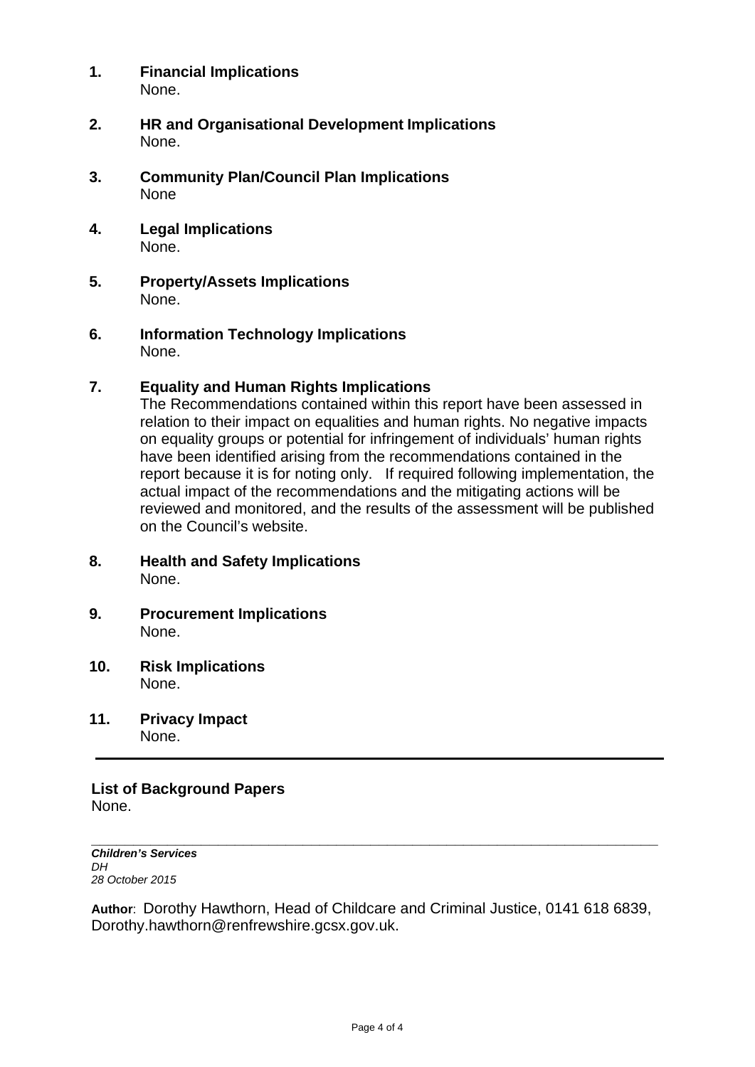1. **Financial Implications**
   None.

2. **HR and Organisational Development Implications**
   None.

3. **Community Plan/Council Plan Implications**
   None

4. **Legal Implications**
   None.

5. **Property/Assets Implications**
   None.

6. **Information Technology Implications**
   None.

7. **Equality and Human Rights Implications**
   The Recommendations contained within this report have been assessed in relation to their impact on equalities and human rights. No negative impacts on equality groups or potential for infringement of individuals' human rights have been identified arising from the recommendations contained in the report because it is for noting only. If required following implementation, the actual impact of the recommendations and the mitigating actions will be reviewed and monitored, and the results of the assessment will be published on the Council's website.

8. **Health and Safety Implications**
   None.

9. **Procurement Implications**
   None.

10. **Risk Implications**
    None.

11. **Privacy Impact**
    None.

---

**List of Background Papers**
None.

---

***Children's Services***
*DH*
*28 October 2015*

**Author**: Dorothy Hawthorn, Head of Childcare and Criminal Justice, 0141 618 6839, Dorothy.hawthorn@renfrewshire.gcsx.gov.uk.